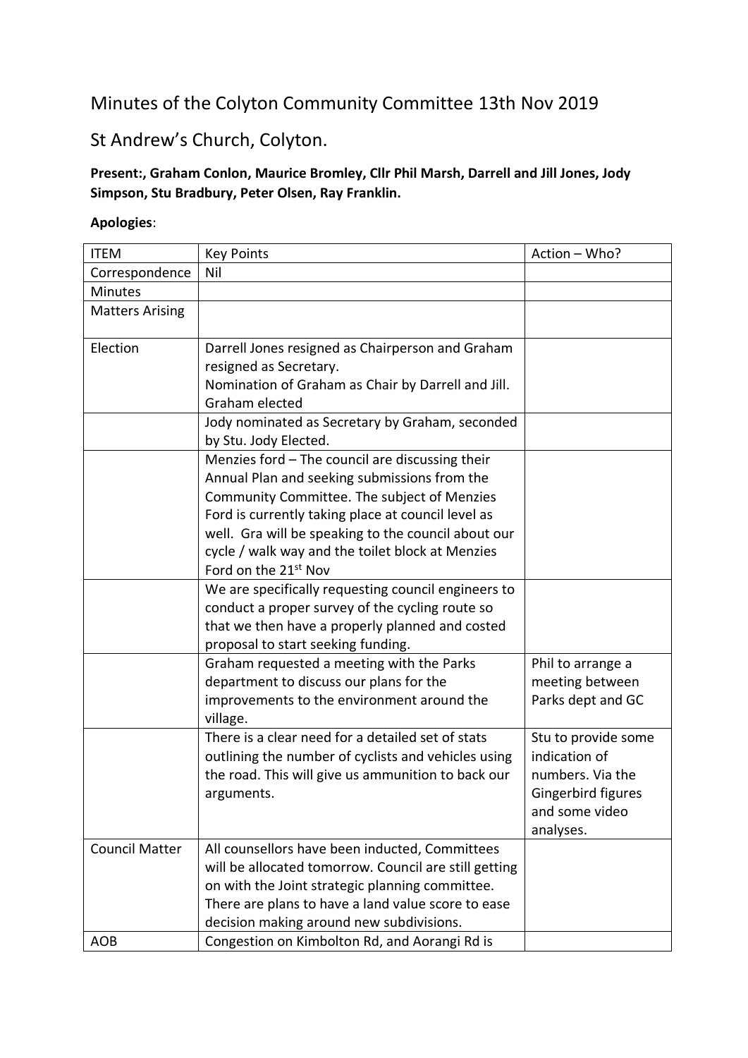# Minutes of the Colyton Community Committee 13th Nov 2019

## St Andrew's Church, Colyton.

**Present:, Graham Conlon, Maurice Bromley, Cllr Phil Marsh, Darrell and Jill Jones, Jody Simpson, Stu Bradbury, Peter Olsen, Ray Franklin.**

**Apologies**:

| ITEM | Key Points | Action – Who? |
|---|---|---|
| Correspondence | Nil | |
| Minutes | | |
| Matters Arising | | |
| Election | Darrell Jones resigned as Chairperson and Graham resigned as Secretary.<br>Nomination of Graham as Chair by Darrell and Jill. Graham elected | |
| | Jody nominated as Secretary by Graham, seconded by Stu. Jody Elected. | |
| | Menzies ford – The council are discussing their Annual Plan and seeking submissions from the Community Committee. The subject of Menzies Ford is currently taking place at council level as well. Gra will be speaking to the council about our cycle / walk way and the toilet block at Menzies Ford on the 21st Nov | |
| | We are specifically requesting council engineers to conduct a proper survey of the cycling route so that we then have a properly planned and costed proposal to start seeking funding. | |
| | Graham requested a meeting with the Parks department to discuss our plans for the improvements to the environment around the village. | Phil to arrange a meeting between Parks dept and GC |
| | There is a clear need for a detailed set of stats outlining the number of cyclists and vehicles using the road. This will give us ammunition to back our arguments. | Stu to provide some indication of numbers. Via the Gingerbird figures and some video analyses. |
| Council Matter | All counsellors have been inducted, Committees will be allocated tomorrow. Council are still getting on with the Joint strategic planning committee. There are plans to have a land value score to ease decision making around new subdivisions. | |
| AOB | Congestion on Kimbolton Rd, and Aorangi Rd is | |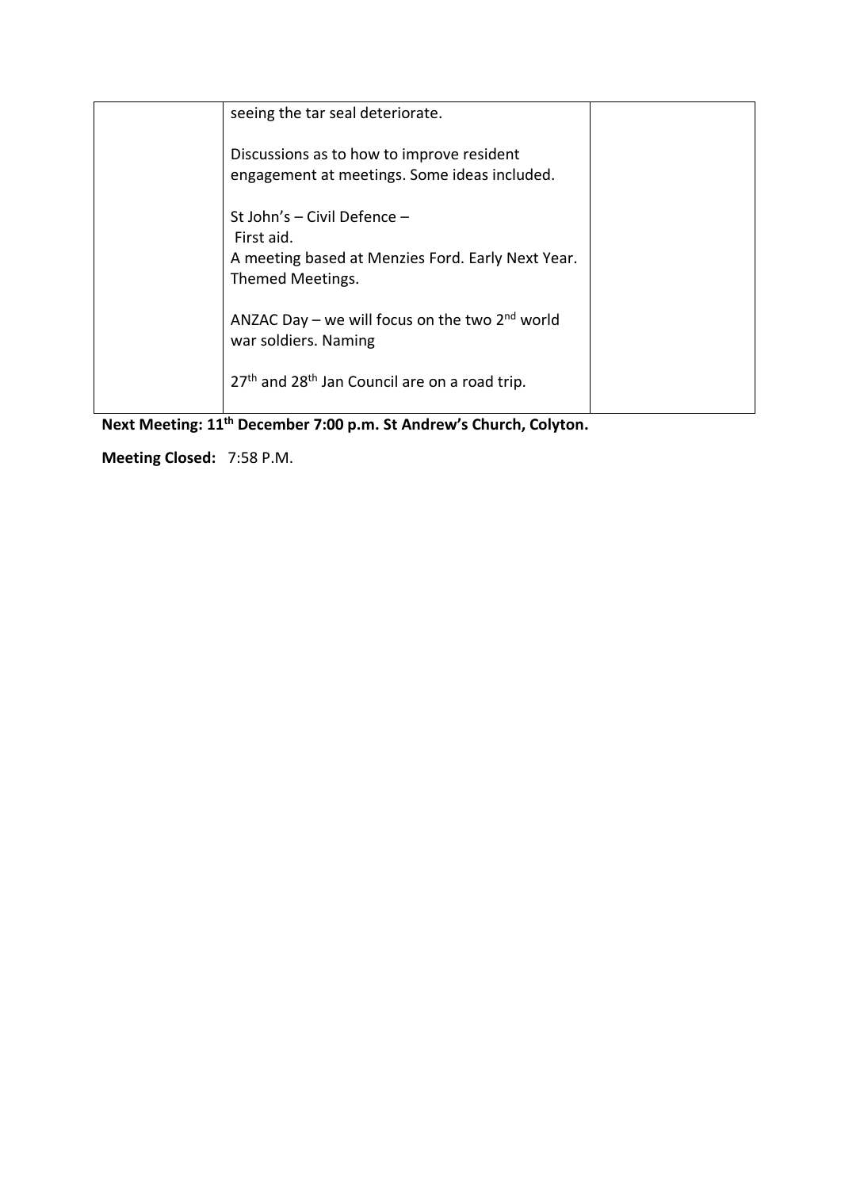| | | |
|---|---|---|
| | seeing the tar seal deteriorate.<br><br>Discussions as to how to improve resident engagement at meetings. Some ideas included.<br><br>St John's – Civil Defence –<br>First aid.<br>A meeting based at Menzies Ford. Early Next Year.<br>Themed Meetings.<br><br>ANZAC Day – we will focus on the two 2nd world war soldiers. Naming<br><br>27th and 28th Jan Council are on a road trip. | |

**Next Meeting: 11th December 7:00 p.m. St Andrew's Church, Colyton.**

**Meeting Closed:** 7:58 P.M.